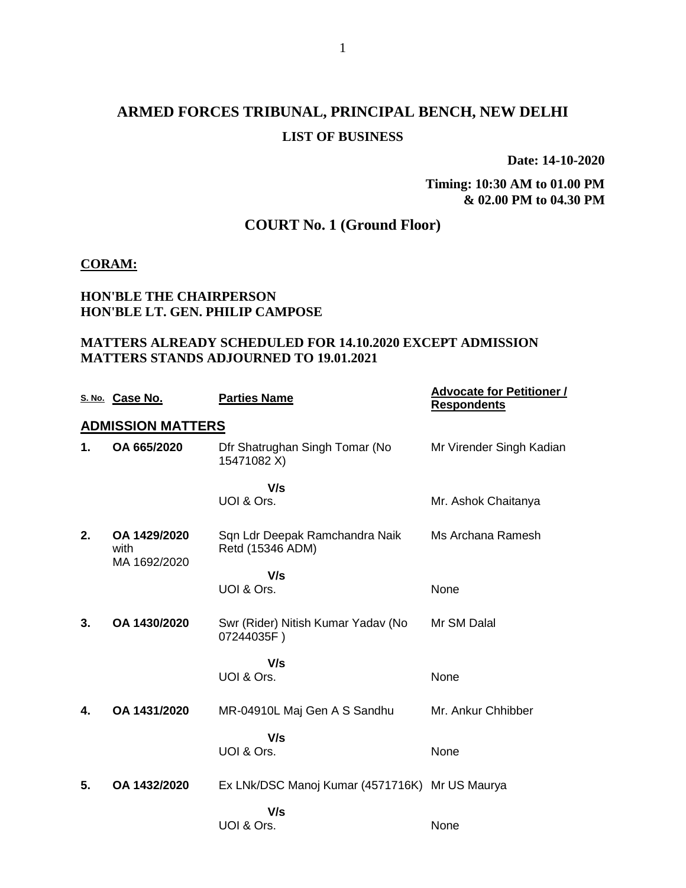# ARMED FORCES TRIBUNAL, PRINCIPAL BENCH, NEW DELHI

## LIST OF BUSINESS

**Date: 14-10-2020**

**Timing: 10:30 AM to 01.00 PM & 02.00 PM to 04.30 PM**

## COURT No. 1 (Ground Floor)

**CORAM:**

**HON'BLE THE CHAIRPERSON**
**HON'BLE LT. GEN. PHILIP CAMPOSE**

**MATTERS ALREADY SCHEDULED FOR 14.10.2020 EXCEPT ADMISSION MATTERS STANDS ADJOURNED TO 19.01.2021**

| S. No. | Case No. | Parties Name | Advocate for Petitioner / Respondents |
|---|---|---|---|
| **ADMISSION MATTERS** | | | |
| **1.** | **OA 665/2020** | Dfr Shatrughan Singh Tomar (No 15471082 X) | Mr Virender Singh Kadian |
| | | **V/s** | |
| | | UOI & Ors. | Mr. Ashok Chaitanya |
| **2.** | **OA 1429/2020** with MA 1692/2020 | Sqn Ldr Deepak Ramchandra Naik Retd (15346 ADM) | Ms Archana Ramesh |
| | | **V/s** | |
| | | UOI & Ors. | None |
| **3.** | **OA 1430/2020** | Swr (Rider) Nitish Kumar Yadav (No 07244035F ) | Mr SM Dalal |
| | | **V/s** | |
| | | UOI & Ors. | None |
| **4.** | **OA 1431/2020** | MR-04910L Maj Gen A S Sandhu | Mr. Ankur Chhibber |
| | | **V/s** | |
| | | UOI & Ors. | None |
| **5.** | **OA 1432/2020** | Ex LNk/DSC Manoj Kumar (4571716K) | Mr US Maurya |
| | | **V/s** | |
| | | UOI & Ors. | None |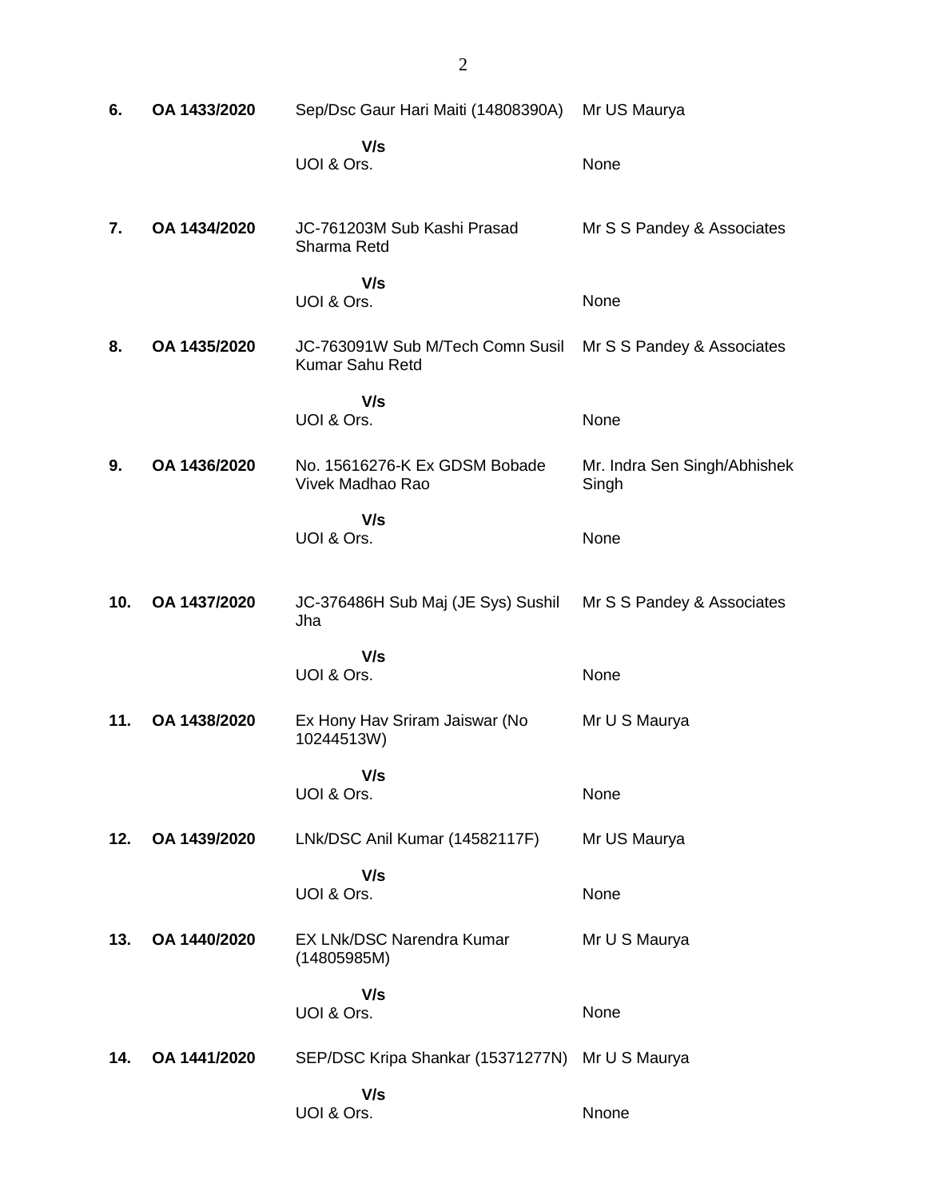| | | | |
|---|---|---|---|
| **6.** | **OA 1433/2020** | Sep/Dsc Gaur Hari Maiti (14808390A) | Mr US Maurya |
| | | **V/s** | |
| | | UOI & Ors. | None |
| **7.** | **OA 1434/2020** | JC-761203M Sub Kashi Prasad Sharma Retd | Mr S S Pandey & Associates |
| | | **V/s** | |
| | | UOI & Ors. | None |
| **8.** | **OA 1435/2020** | JC-763091W Sub M/Tech Comn Susil Kumar Sahu Retd | Mr S S Pandey & Associates |
| | | **V/s** | |
| | | UOI & Ors. | None |
| **9.** | **OA 1436/2020** | No. 15616276-K Ex GDSM Bobade Vivek Madhao Rao | Mr. Indra Sen Singh/Abhishek Singh |
| | | **V/s** | |
| | | UOI & Ors. | None |
| **10.** | **OA 1437/2020** | JC-376486H Sub Maj (JE Sys) Sushil Jha | Mr S S Pandey & Associates |
| | | **V/s** | |
| | | UOI & Ors. | None |
| **11.** | **OA 1438/2020** | Ex Hony Hav Sriram Jaiswar (No 10244513W) | Mr U S Maurya |
| | | **V/s** | |
| | | UOI & Ors. | None |
| **12.** | **OA 1439/2020** | LNk/DSC Anil Kumar (14582117F) | Mr US Maurya |
| | | **V/s** | |
| | | UOI & Ors. | None |
| **13.** | **OA 1440/2020** | EX LNk/DSC Narendra Kumar (14805985M) | Mr U S Maurya |
| | | **V/s** | |
| | | UOI & Ors. | None |
| **14.** | **OA 1441/2020** | SEP/DSC Kripa Shankar (15371277N) | Mr U S Maurya |
| | | **V/s** | |
| | | UOI & Ors. | Nnone |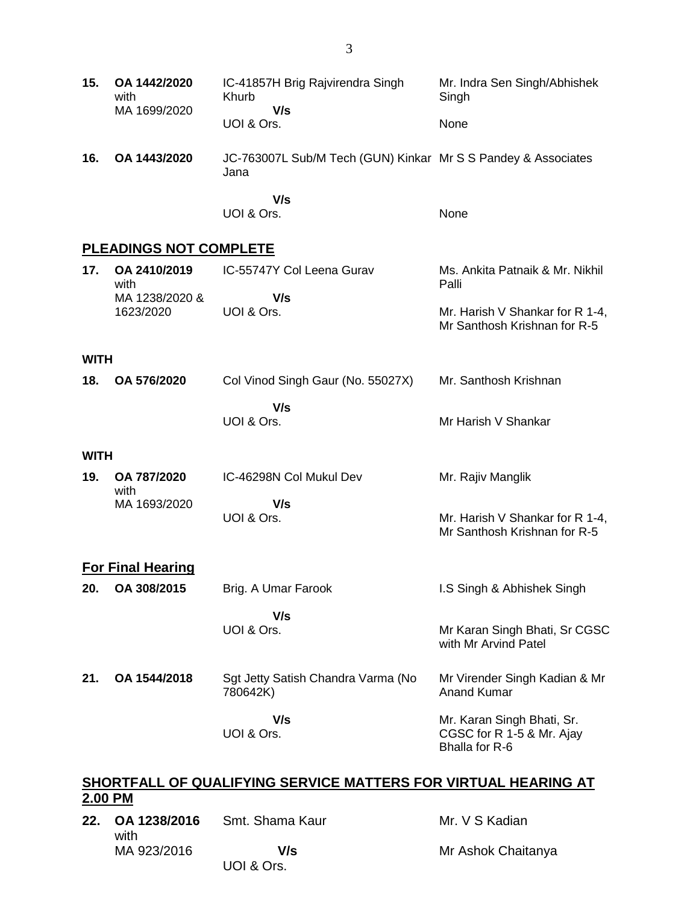| | | | |
|---|---|---|---|
| **15.** | **OA 1442/2020** with MA 1699/2020 | IC-41857H Brig Rajvirendra Singh Khurb **V/s** UOI & Ors. | Mr. Indra Sen Singh/Abhishek Singh<br>None |
| **16.** | **OA 1443/2020** | JC-763007L Sub/M Tech (GUN) Kinkar Jana **V/s** UOI & Ors. | Mr S S Pandey & Associates<br>None |

## PLEADINGS NOT COMPLETE

| | | | |
|---|---|---|---|
| **17.** | **OA 2410/2019** with MA 1238/2020 & 1623/2020 | IC-55747Y Col Leena Gurav **V/s** UOI & Ors. | Ms. Ankita Patnaik & Mr. Nikhil Palli<br>Mr. Harish V Shankar for R 1-4, Mr Santhosh Krishnan for R-5 |

**WITH**

| | | | |
|---|---|---|---|
| **18.** | **OA 576/2020** | Col Vinod Singh Gaur (No. 55027X) **V/s** UOI & Ors. | Mr. Santhosh Krishnan<br>Mr Harish V Shankar |

**WITH**

| | | | |
|---|---|---|---|
| **19.** | **OA 787/2020** with MA 1693/2020 | IC-46298N Col Mukul Dev **V/s** UOI & Ors. | Mr. Rajiv Manglik<br>Mr. Harish V Shankar for R 1-4, Mr Santhosh Krishnan for R-5 |

## For Final Hearing

| | | | |
|---|---|---|---|
| **20.** | **OA 308/2015** | Brig. A Umar Farook **V/s** UOI & Ors. | I.S Singh & Abhishek Singh<br>Mr Karan Singh Bhati, Sr CGSC with Mr Arvind Patel |
| **21.** | **OA 1544/2018** | Sgt Jetty Satish Chandra Varma (No 780642K) **V/s** UOI & Ors. | Mr Virender Singh Kadian & Mr Anand Kumar<br>Mr. Karan Singh Bhati, Sr. CGSC for R 1-5 & Mr. Ajay Bhalla for R-6 |

## SHORTFALL OF QUALIFYING SERVICE MATTERS FOR VIRTUAL HEARING AT 2.00 PM

| | | | |
|---|---|---|---|
| **22.** | **OA 1238/2016** with MA 923/2016 | Smt. Shama Kaur **V/s** UOI & Ors. | Mr. V S Kadian<br>Mr Ashok Chaitanya |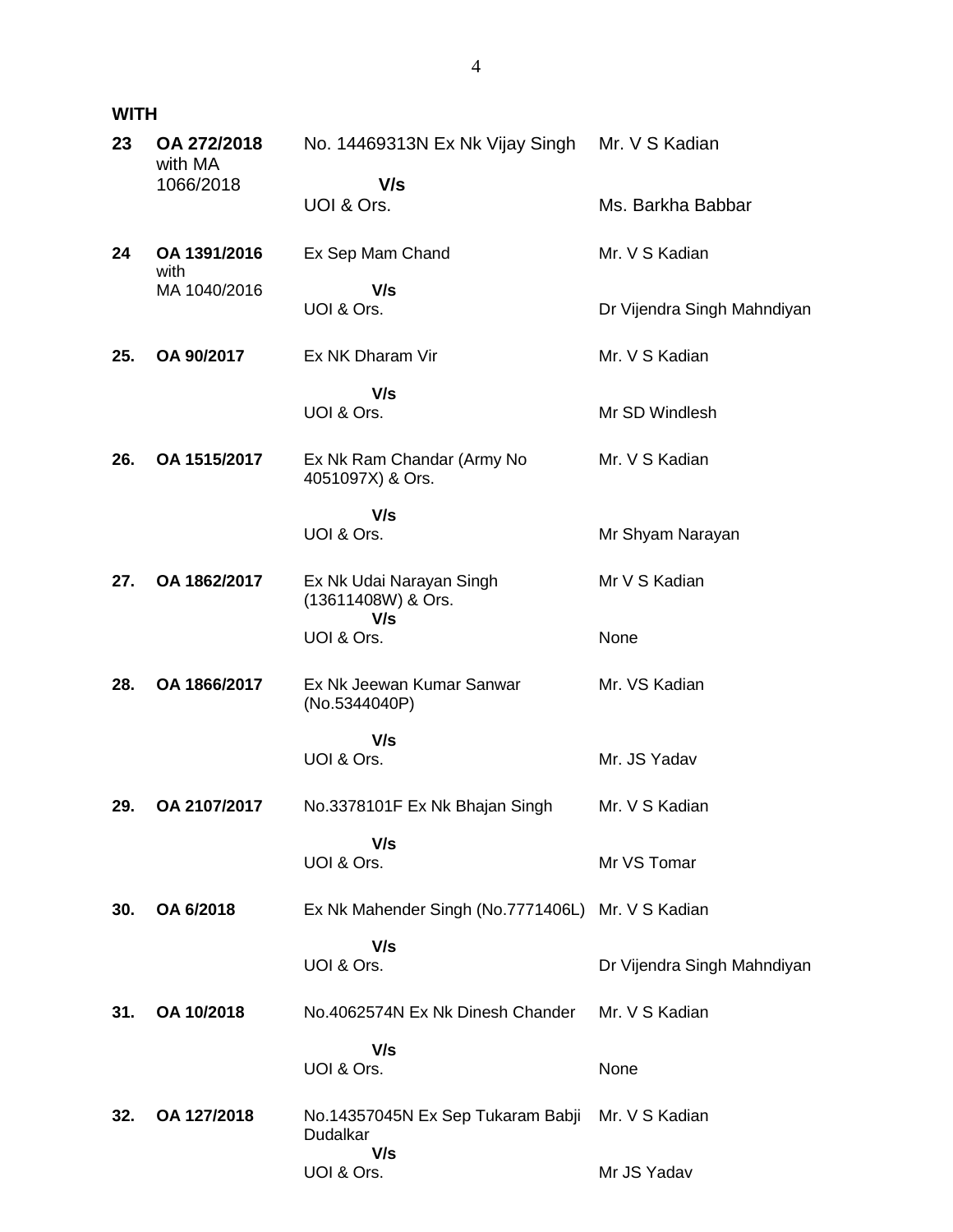**WITH**

| | | | |
|---|---|---|---|
| **23** | **OA 272/2018** with MA 1066/2018 | No. 14469313N Ex Nk Vijay Singh **V/s** UOI & Ors. | Mr. V S Kadian<br>Ms. Barkha Babbar |
| **24** | **OA 1391/2016** with MA 1040/2016 | Ex Sep Mam Chand **V/s** UOI & Ors. | Mr. V S Kadian<br>Dr Vijendra Singh Mahndiyan |
| **25.** | **OA 90/2017** | Ex NK Dharam Vir **V/s** UOI & Ors. | Mr. V S Kadian<br>Mr SD Windlesh |
| **26.** | **OA 1515/2017** | Ex Nk Ram Chandar (Army No 4051097X) & Ors. **V/s** UOI & Ors. | Mr. V S Kadian<br>Mr Shyam Narayan |
| **27.** | **OA 1862/2017** | Ex Nk Udai Narayan Singh (13611408W) & Ors. **V/s** UOI & Ors. | Mr V S Kadian<br>None |
| **28.** | **OA 1866/2017** | Ex Nk Jeewan Kumar Sanwar (No.5344040P) **V/s** UOI & Ors. | Mr. VS Kadian<br>Mr. JS Yadav |
| **29.** | **OA 2107/2017** | No.3378101F Ex Nk Bhajan Singh **V/s** UOI & Ors. | Mr. V S Kadian<br>Mr VS Tomar |
| **30.** | **OA 6/2018** | Ex Nk Mahender Singh (No.7771406L) **V/s** UOI & Ors. | Mr. V S Kadian<br>Dr Vijendra Singh Mahndiyan |
| **31.** | **OA 10/2018** | No.4062574N Ex Nk Dinesh Chander **V/s** UOI & Ors. | Mr. V S Kadian<br>None |
| **32.** | **OA 127/2018** | No.14357045N Ex Sep Tukaram Babji Dudalkar **V/s** UOI & Ors. | Mr. V S Kadian<br>Mr JS Yadav |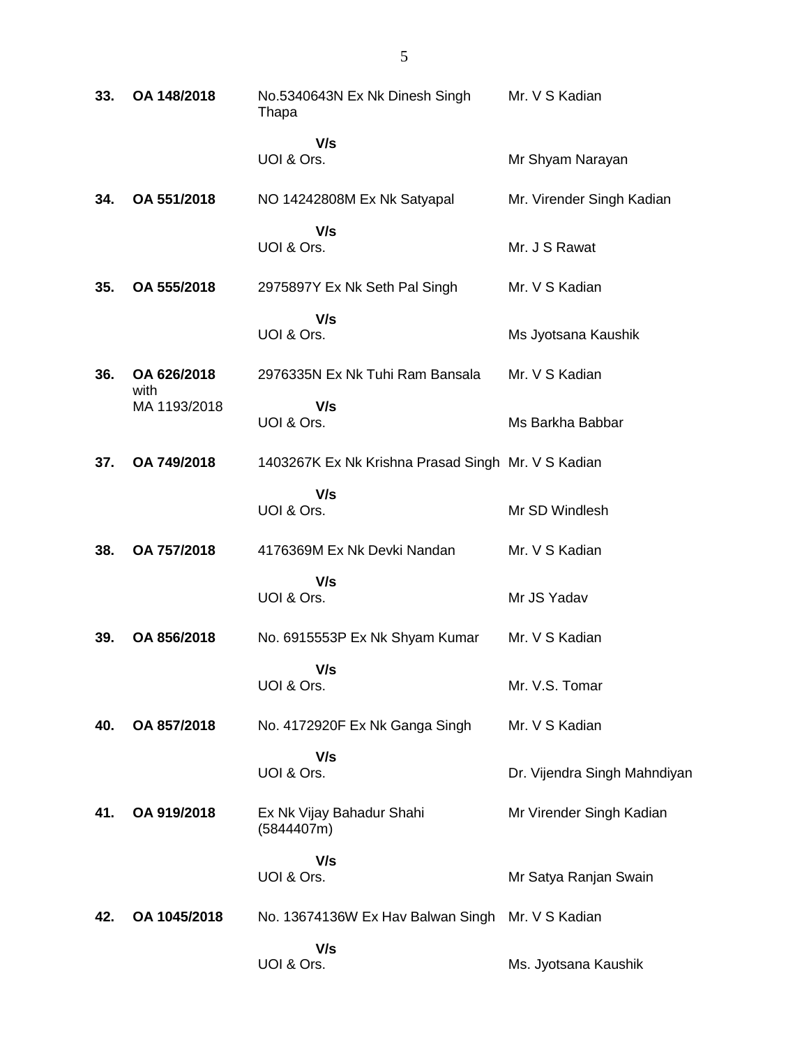| | | | |
|---|---|---|---|
| **33.** | **OA 148/2018** | No.5340643N Ex Nk Dinesh Singh Thapa | Mr. V S Kadian |
| | | **V/s** UOI & Ors. | Mr Shyam Narayan |
| **34.** | **OA 551/2018** | NO 14242808M Ex Nk Satyapal | Mr. Virender Singh Kadian |
| | | **V/s** UOI & Ors. | Mr. J S Rawat |
| **35.** | **OA 555/2018** | 2975897Y Ex Nk Seth Pal Singh | Mr. V S Kadian |
| | | **V/s** UOI & Ors. | Ms Jyotsana Kaushik |
| **36.** | **OA 626/2018** with MA 1193/2018 | 2976335N Ex Nk Tuhi Ram Bansala | Mr. V S Kadian |
| | | **V/s** UOI & Ors. | Ms Barkha Babbar |
| **37.** | **OA 749/2018** | 1403267K Ex Nk Krishna Prasad Singh | Mr. V S Kadian |
| | | **V/s** UOI & Ors. | Mr SD Windlesh |
| **38.** | **OA 757/2018** | 4176369M Ex Nk Devki Nandan | Mr. V S Kadian |
| | | **V/s** UOI & Ors. | Mr JS Yadav |
| **39.** | **OA 856/2018** | No. 6915553P Ex Nk Shyam Kumar | Mr. V S Kadian |
| | | **V/s** UOI & Ors. | Mr. V.S. Tomar |
| **40.** | **OA 857/2018** | No. 4172920F Ex Nk Ganga Singh | Mr. V S Kadian |
| | | **V/s** UOI & Ors. | Dr. Vijendra Singh Mahndiyan |
| **41.** | **OA 919/2018** | Ex Nk Vijay Bahadur Shahi (5844407m) | Mr Virender Singh Kadian |
| | | **V/s** UOI & Ors. | Mr Satya Ranjan Swain |
| **42.** | **OA 1045/2018** | No. 13674136W Ex Hav Balwan Singh | Mr. V S Kadian |
| | | **V/s** UOI & Ors. | Ms. Jyotsana Kaushik |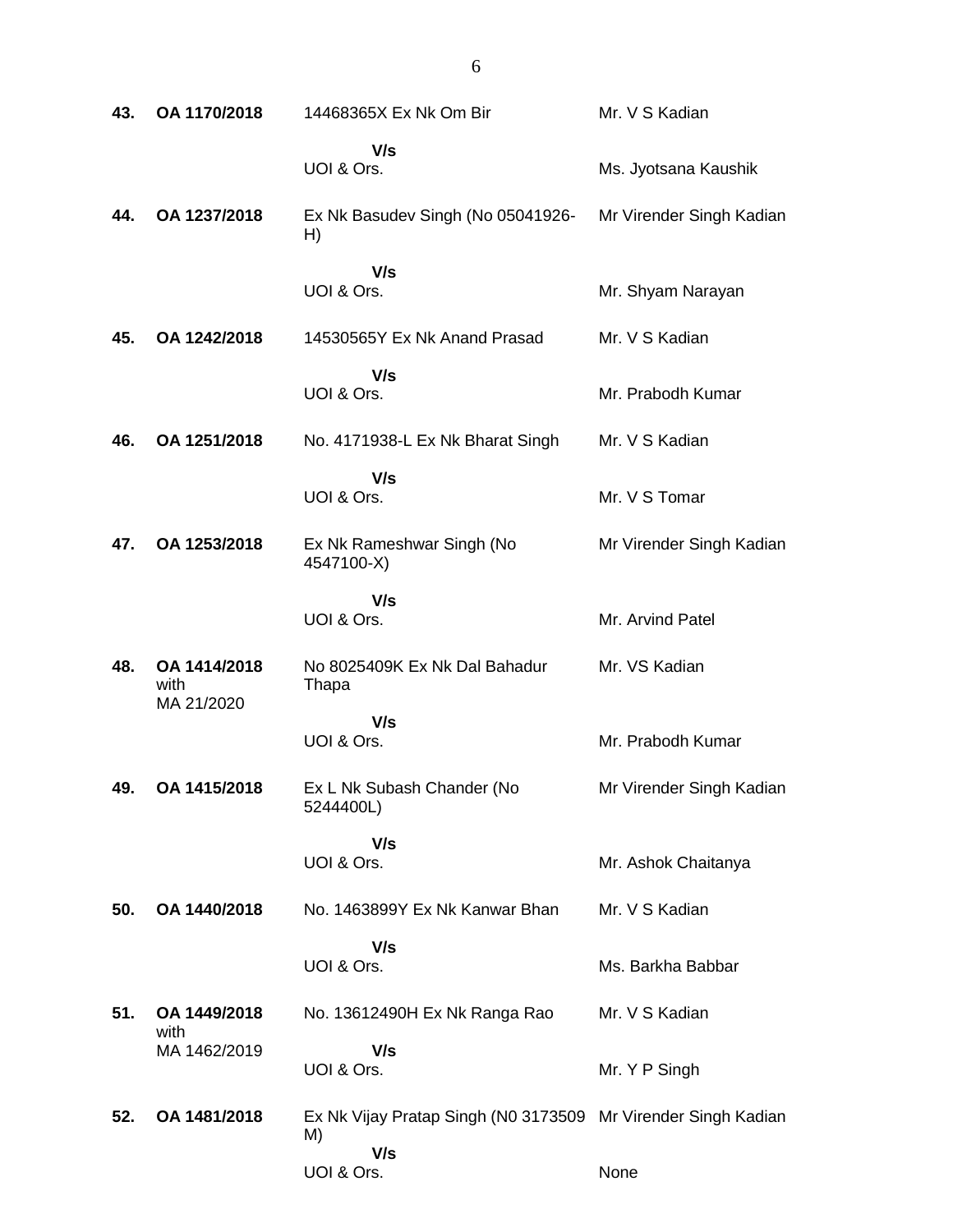| | | | |
|---|---|---|---|
| **43.** | **OA 1170/2018** | 14468365X Ex Nk Om Bir<br>**V/s**<br>UOI & Ors. | Mr. V S Kadian<br><br>Ms. Jyotsana Kaushik |
| **44.** | **OA 1237/2018** | Ex Nk Basudev Singh (No 05041926-H)<br>**V/s**<br>UOI & Ors. | Mr Virender Singh Kadian<br><br>Mr. Shyam Narayan |
| **45.** | **OA 1242/2018** | 14530565Y Ex Nk Anand Prasad<br>**V/s**<br>UOI & Ors. | Mr. V S Kadian<br><br>Mr. Prabodh Kumar |
| **46.** | **OA 1251/2018** | No. 4171938-L Ex Nk Bharat Singh<br>**V/s**<br>UOI & Ors. | Mr. V S Kadian<br><br>Mr. V S Tomar |
| **47.** | **OA 1253/2018** | Ex Nk Rameshwar Singh (No 4547100-X)<br>**V/s**<br>UOI & Ors. | Mr Virender Singh Kadian<br><br>Mr. Arvind Patel |
| **48.** | **OA 1414/2018** with MA 21/2020 | No 8025409K Ex Nk Dal Bahadur Thapa<br>**V/s**<br>UOI & Ors. | Mr. VS Kadian<br><br>Mr. Prabodh Kumar |
| **49.** | **OA 1415/2018** | Ex L Nk Subash Chander (No 5244400L)<br>**V/s**<br>UOI & Ors. | Mr Virender Singh Kadian<br><br>Mr. Ashok Chaitanya |
| **50.** | **OA 1440/2018** | No. 1463899Y Ex Nk Kanwar Bhan<br>**V/s**<br>UOI & Ors. | Mr. V S Kadian<br><br>Ms. Barkha Babbar |
| **51.** | **OA 1449/2018** with MA 1462/2019 | No. 13612490H Ex Nk Ranga Rao<br>**V/s**<br>UOI & Ors. | Mr. V S Kadian<br><br>Mr. Y P Singh |
| **52.** | **OA 1481/2018** | Ex Nk Vijay Pratap Singh (N0 3173509 M)<br>**V/s**<br>UOI & Ors. | Mr Virender Singh Kadian<br><br>None |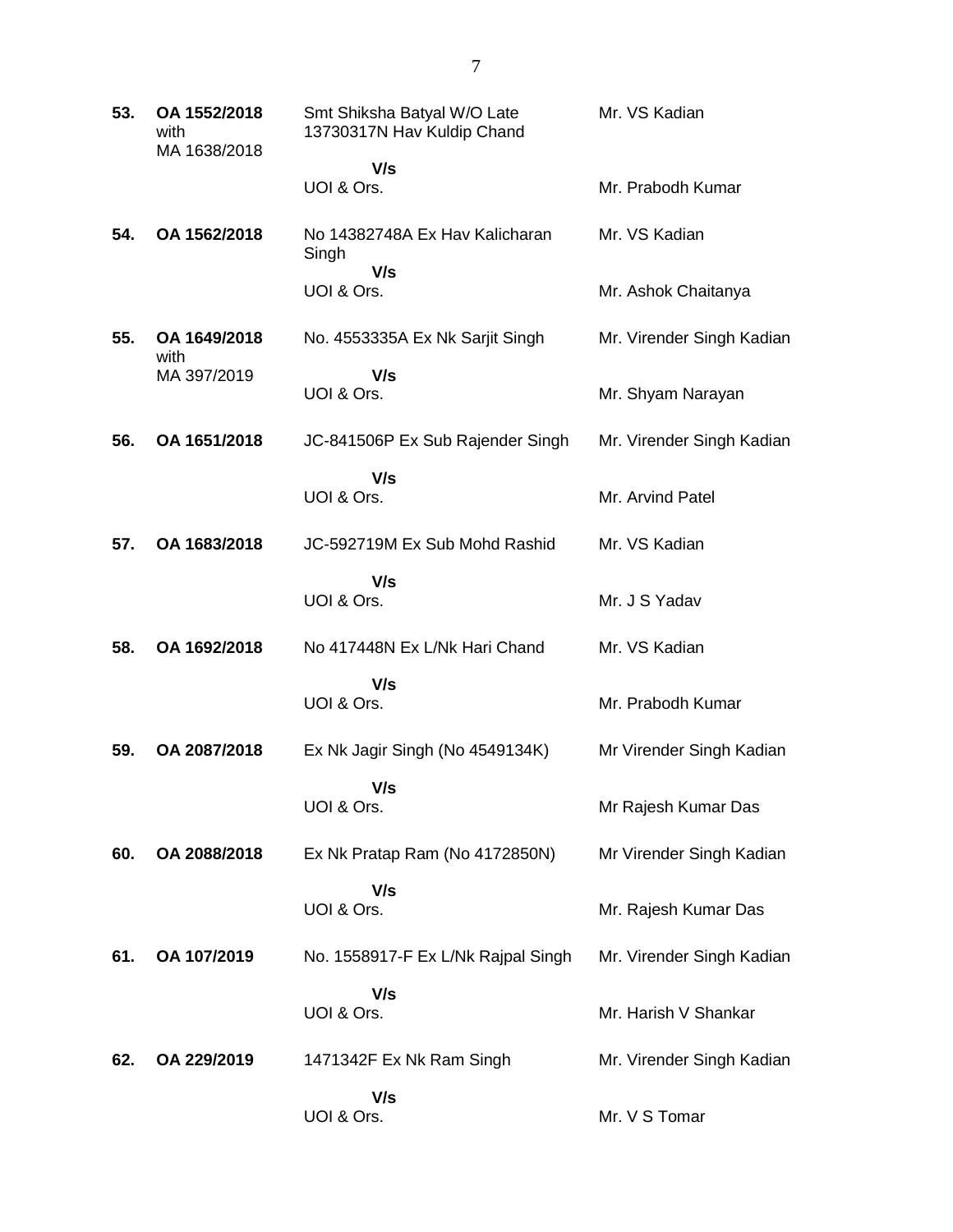| | | | |
|---|---|---|---|
| **53.** | **OA 1552/2018** with MA 1638/2018 | Smt Shiksha Batyal W/O Late 13730317N Hav Kuldip Chand | Mr. VS Kadian |
| | | **V/s** UOI & Ors. | Mr. Prabodh Kumar |
| **54.** | **OA 1562/2018** | No 14382748A Ex Hav Kalicharan Singh | Mr. VS Kadian |
| | | **V/s** UOI & Ors. | Mr. Ashok Chaitanya |
| **55.** | **OA 1649/2018** with MA 397/2019 | No. 4553335A Ex Nk Sarjit Singh | Mr. Virender Singh Kadian |
| | | **V/s** UOI & Ors. | Mr. Shyam Narayan |
| **56.** | **OA 1651/2018** | JC-841506P Ex Sub Rajender Singh | Mr. Virender Singh Kadian |
| | | **V/s** UOI & Ors. | Mr. Arvind Patel |
| **57.** | **OA 1683/2018** | JC-592719M Ex Sub Mohd Rashid | Mr. VS Kadian |
| | | **V/s** UOI & Ors. | Mr. J S Yadav |
| **58.** | **OA 1692/2018** | No 417448N Ex L/Nk Hari Chand | Mr. VS Kadian |
| | | **V/s** UOI & Ors. | Mr. Prabodh Kumar |
| **59.** | **OA 2087/2018** | Ex Nk Jagir Singh (No 4549134K) | Mr Virender Singh Kadian |
| | | **V/s** UOI & Ors. | Mr Rajesh Kumar Das |
| **60.** | **OA 2088/2018** | Ex Nk Pratap Ram (No 4172850N) | Mr Virender Singh Kadian |
| | | **V/s** UOI & Ors. | Mr. Rajesh Kumar Das |
| **61.** | **OA 107/2019** | No. 1558917-F Ex L/Nk Rajpal Singh | Mr. Virender Singh Kadian |
| | | **V/s** UOI & Ors. | Mr. Harish V Shankar |
| **62.** | **OA 229/2019** | 1471342F Ex Nk Ram Singh | Mr. Virender Singh Kadian |
| | | **V/s** UOI & Ors. | Mr. V S Tomar |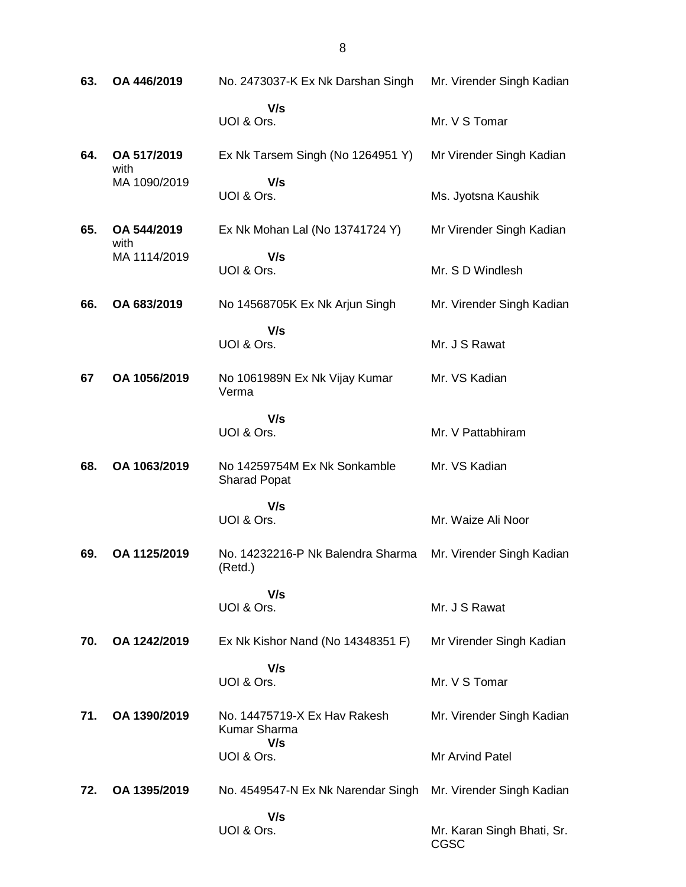| | | | |
|---|---|---|---|
| **63.** | **OA 446/2019** | No. 2473037-K Ex Nk Darshan Singh<br>**V/s**<br>UOI & Ors. | Mr. Virender Singh Kadian<br><br>Mr. V S Tomar |
| **64.** | **OA 517/2019** with MA 1090/2019 | Ex Nk Tarsem Singh (No 1264951 Y)<br>**V/s**<br>UOI & Ors. | Mr Virender Singh Kadian<br><br>Ms. Jyotsna Kaushik |
| **65.** | **OA 544/2019** with MA 1114/2019 | Ex Nk Mohan Lal (No 13741724 Y)<br>**V/s**<br>UOI & Ors. | Mr Virender Singh Kadian<br><br>Mr. S D Windlesh |
| **66.** | **OA 683/2019** | No 14568705K Ex Nk Arjun Singh<br>**V/s**<br>UOI & Ors. | Mr. Virender Singh Kadian<br><br>Mr. J S Rawat |
| **67** | **OA 1056/2019** | No 1061989N Ex Nk Vijay Kumar Verma<br>**V/s**<br>UOI & Ors. | Mr. VS Kadian<br><br>Mr. V Pattabhiram |
| **68.** | **OA 1063/2019** | No 14259754M Ex Nk Sonkamble Sharad Popat<br>**V/s**<br>UOI & Ors. | Mr. VS Kadian<br><br>Mr. Waize Ali Noor |
| **69.** | **OA 1125/2019** | No. 14232216-P Nk Balendra Sharma (Retd.)<br>**V/s**<br>UOI & Ors. | Mr. Virender Singh Kadian<br><br>Mr. J S Rawat |
| **70.** | **OA 1242/2019** | Ex Nk Kishor Nand (No 14348351 F)<br>**V/s**<br>UOI & Ors. | Mr Virender Singh Kadian<br><br>Mr. V S Tomar |
| **71.** | **OA 1390/2019** | No. 14475719-X Ex Hav Rakesh Kumar Sharma<br>**V/s**<br>UOI & Ors. | Mr. Virender Singh Kadian<br><br>Mr Arvind Patel |
| **72.** | **OA 1395/2019** | No. 4549547-N Ex Nk Narendar Singh<br>**V/s**<br>UOI & Ors. | Mr. Virender Singh Kadian<br><br>Mr. Karan Singh Bhati, Sr. CGSC |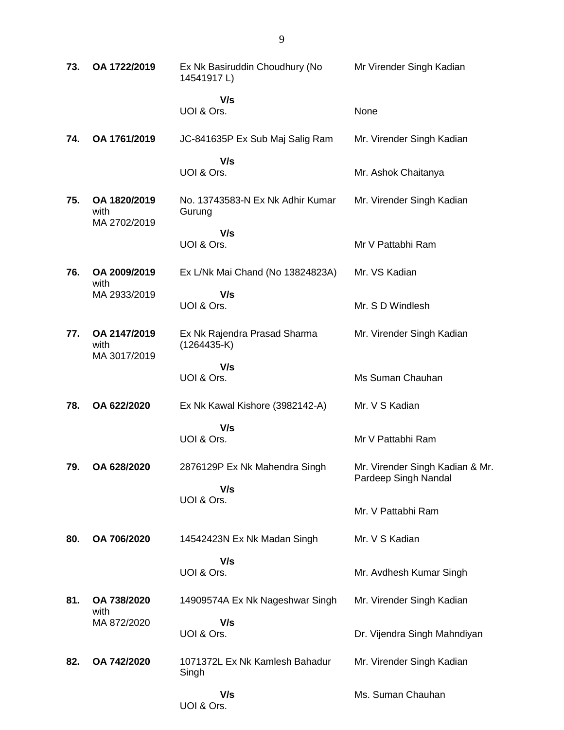| | | | |
|---|---|---|---|
| **73.** | **OA 1722/2019** | Ex Nk Basiruddin Choudhury (No 14541917 L)<br>**V/s**<br>UOI & Ors. | Mr Virender Singh Kadian<br><br>None |
| **74.** | **OA 1761/2019** | JC-841635P Ex Sub Maj Salig Ram<br>**V/s**<br>UOI & Ors. | Mr. Virender Singh Kadian<br><br>Mr. Ashok Chaitanya |
| **75.** | **OA 1820/2019** with MA 2702/2019 | No. 13743583-N Ex Nk Adhir Kumar Gurung<br>**V/s**<br>UOI & Ors. | Mr. Virender Singh Kadian<br><br>Mr V Pattabhi Ram |
| **76.** | **OA 2009/2019** with MA 2933/2019 | Ex L/Nk Mai Chand (No 13824823A)<br>**V/s**<br>UOI & Ors. | Mr. VS Kadian<br><br>Mr. S D Windlesh |
| **77.** | **OA 2147/2019** with MA 3017/2019 | Ex Nk Rajendra Prasad Sharma (1264435-K)<br>**V/s**<br>UOI & Ors. | Mr. Virender Singh Kadian<br><br>Ms Suman Chauhan |
| **78.** | **OA 622/2020** | Ex Nk Kawal Kishore (3982142-A)<br>**V/s**<br>UOI & Ors. | Mr. V S Kadian<br><br>Mr V Pattabhi Ram |
| **79.** | **OA 628/2020** | 2876129P Ex Nk Mahendra Singh<br>**V/s**<br>UOI & Ors. | Mr. Virender Singh Kadian & Mr. Pardeep Singh Nandal<br><br>Mr. V Pattabhi Ram |
| **80.** | **OA 706/2020** | 14542423N Ex Nk Madan Singh<br>**V/s**<br>UOI & Ors. | Mr. V S Kadian<br><br>Mr. Avdhesh Kumar Singh |
| **81.** | **OA 738/2020** with MA 872/2020 | 14909574A Ex Nk Nageshwar Singh<br>**V/s**<br>UOI & Ors. | Mr. Virender Singh Kadian<br><br>Dr. Vijendra Singh Mahndiyan |
| **82.** | **OA 742/2020** | 1071372L Ex Nk Kamlesh Bahadur Singh<br>**V/s**<br>UOI & Ors. | Mr. Virender Singh Kadian<br><br>Ms. Suman Chauhan |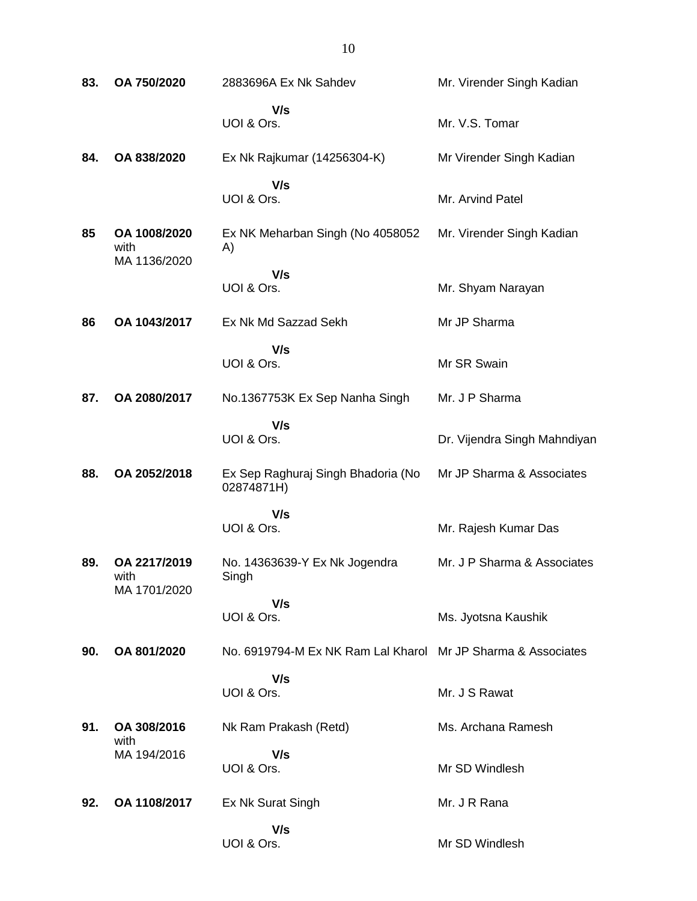| | | | |
|---|---|---|---|
| **83.** | **OA 750/2020** | 2883696A Ex Nk Sahdev | Mr. Virender Singh Kadian |
| | | **V/s** | |
| | | UOI & Ors. | Mr. V.S. Tomar |
| **84.** | **OA 838/2020** | Ex Nk Rajkumar (14256304-K) | Mr Virender Singh Kadian |
| | | **V/s** | |
| | | UOI & Ors. | Mr. Arvind Patel |
| **85** | **OA 1008/2020** with MA 1136/2020 | Ex NK Meharban Singh (No 4058052 A) | Mr. Virender Singh Kadian |
| | | **V/s** | |
| | | UOI & Ors. | Mr. Shyam Narayan |
| **86** | **OA 1043/2017** | Ex Nk Md Sazzad Sekh | Mr JP Sharma |
| | | **V/s** | |
| | | UOI & Ors. | Mr SR Swain |
| **87.** | **OA 2080/2017** | No.1367753K Ex Sep Nanha Singh | Mr. J P Sharma |
| | | **V/s** | |
| | | UOI & Ors. | Dr. Vijendra Singh Mahndiyan |
| **88.** | **OA 2052/2018** | Ex Sep Raghuraj Singh Bhadoria (No 02874871H) | Mr JP Sharma & Associates |
| | | **V/s** | |
| | | UOI & Ors. | Mr. Rajesh Kumar Das |
| **89.** | **OA 2217/2019** with MA 1701/2020 | No. 14363639-Y Ex Nk Jogendra Singh | Mr. J P Sharma & Associates |
| | | **V/s** | |
| | | UOI & Ors. | Ms. Jyotsna Kaushik |
| **90.** | **OA 801/2020** | No. 6919794-M Ex NK Ram Lal Kharol | Mr JP Sharma & Associates |
| | | **V/s** | |
| | | UOI & Ors. | Mr. J S Rawat |
| **91.** | **OA 308/2016** with MA 194/2016 | Nk Ram Prakash (Retd) | Ms. Archana Ramesh |
| | | **V/s** | |
| | | UOI & Ors. | Mr SD Windlesh |
| **92.** | **OA 1108/2017** | Ex Nk Surat Singh | Mr. J R Rana |
| | | **V/s** | |
| | | UOI & Ors. | Mr SD Windlesh |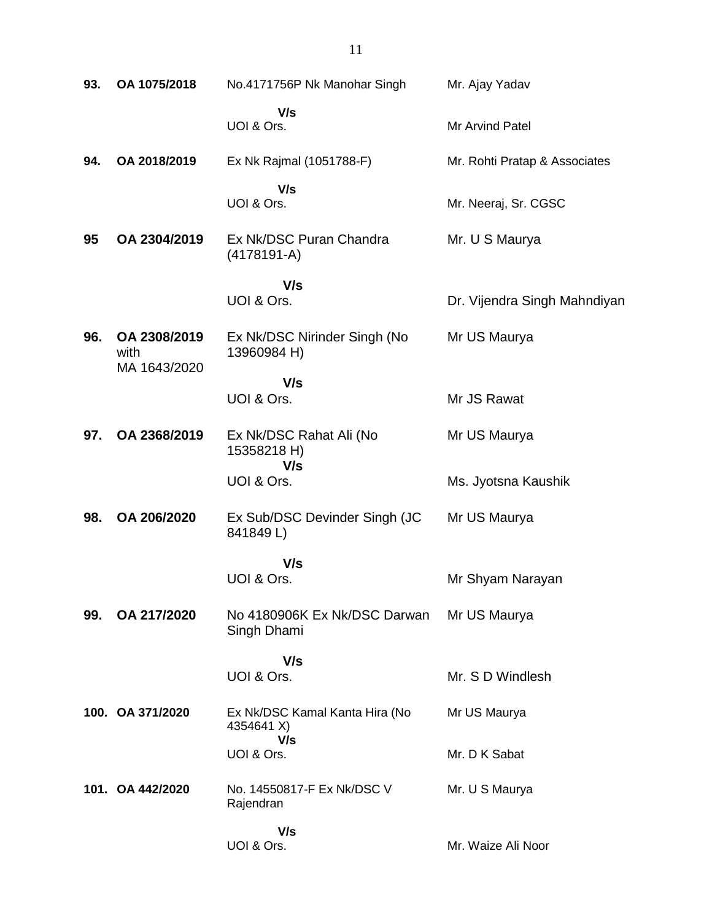| | | | |
|---|---|---|---|
| **93.** | **OA 1075/2018** | No.4171756P Nk Manohar Singh<br>**V/s**<br>UOI & Ors. | Mr. Ajay Yadav<br><br>Mr Arvind Patel |
| **94.** | **OA 2018/2019** | Ex Nk Rajmal (1051788-F)<br>**V/s**<br>UOI & Ors. | Mr. Rohti Pratap & Associates<br><br>Mr. Neeraj, Sr. CGSC |
| **95** | **OA 2304/2019** | Ex Nk/DSC Puran Chandra (4178191-A)<br>**V/s**<br>UOI & Ors. | Mr. U S Maurya<br><br>Dr. Vijendra Singh Mahndiyan |
| **96.** | **OA 2308/2019** with MA 1643/2020 | Ex Nk/DSC Nirinder Singh (No 13960984 H)<br>**V/s**<br>UOI & Ors. | Mr US Maurya<br><br>Mr JS Rawat |
| **97.** | **OA 2368/2019** | Ex Nk/DSC Rahat Ali (No 15358218 H)<br>**V/s**<br>UOI & Ors. | Mr US Maurya<br><br>Ms. Jyotsna Kaushik |
| **98.** | **OA 206/2020** | Ex Sub/DSC Devinder Singh (JC 841849 L)<br>**V/s**<br>UOI & Ors. | Mr US Maurya<br><br>Mr Shyam Narayan |
| **99.** | **OA 217/2020** | No 4180906K Ex Nk/DSC Darwan Singh Dhami<br>**V/s**<br>UOI & Ors. | Mr US Maurya<br><br>Mr. S D Windlesh |
| **100.** | **OA 371/2020** | Ex Nk/DSC Kamal Kanta Hira (No 4354641 X)<br>**V/s**<br>UOI & Ors. | Mr US Maurya<br><br>Mr. D K Sabat |
| **101.** | **OA 442/2020** | No. 14550817-F Ex Nk/DSC V Rajendran<br>**V/s**<br>UOI & Ors. | Mr. U S Maurya<br><br>Mr. Waize Ali Noor |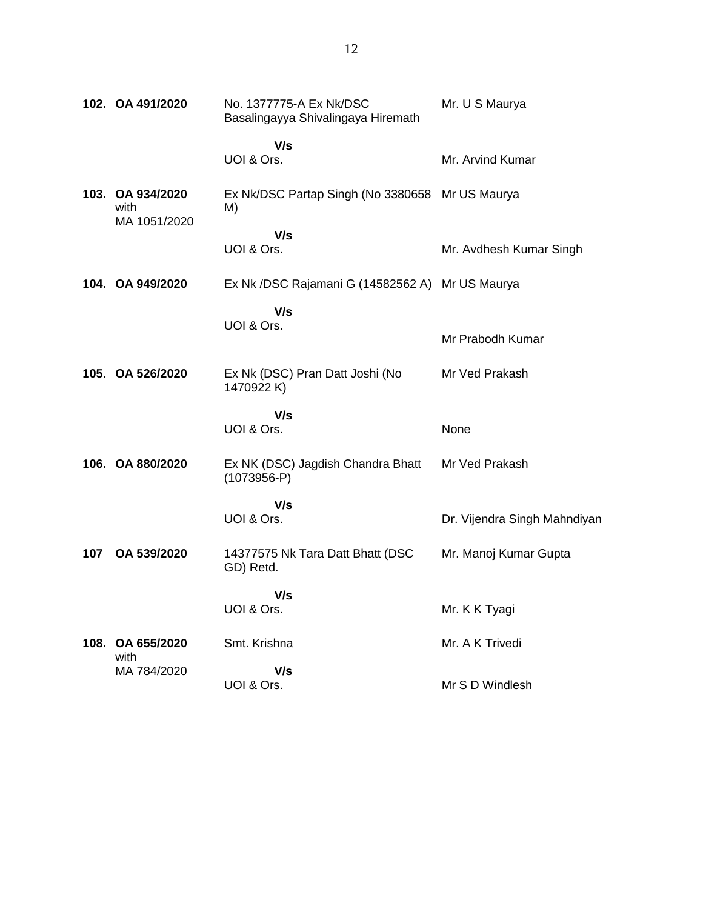| | | | |
|---|---|---|---|
| **102.** | **OA 491/2020** | No. 1377775-A Ex Nk/DSC Basalingayya Shivalingaya Hiremath | Mr. U S Maurya |
| | | **V/s** UOI & Ors. | Mr. Arvind Kumar |
| **103.** | **OA 934/2020** with MA 1051/2020 | Ex Nk/DSC Partap Singh (No 3380658 M) | Mr US Maurya |
| | | **V/s** UOI & Ors. | Mr. Avdhesh Kumar Singh |
| **104.** | **OA 949/2020** | Ex Nk /DSC Rajamani G (14582562 A) | Mr US Maurya |
| | | **V/s** UOI & Ors. | Mr Prabodh Kumar |
| **105.** | **OA 526/2020** | Ex Nk (DSC) Pran Datt Joshi (No 1470922 K) | Mr Ved Prakash |
| | | **V/s** UOI & Ors. | None |
| **106.** | **OA 880/2020** | Ex NK (DSC) Jagdish Chandra Bhatt (1073956-P) | Mr Ved Prakash |
| | | **V/s** UOI & Ors. | Dr. Vijendra Singh Mahndiyan |
| **107** | **OA 539/2020** | 14377575 Nk Tara Datt Bhatt (DSC GD) Retd. | Mr. Manoj Kumar Gupta |
| | | **V/s** UOI & Ors. | Mr. K K Tyagi |
| **108.** | **OA 655/2020** with MA 784/2020 | Smt. Krishna | Mr. A K Trivedi |
| | | **V/s** UOI & Ors. | Mr S D Windlesh |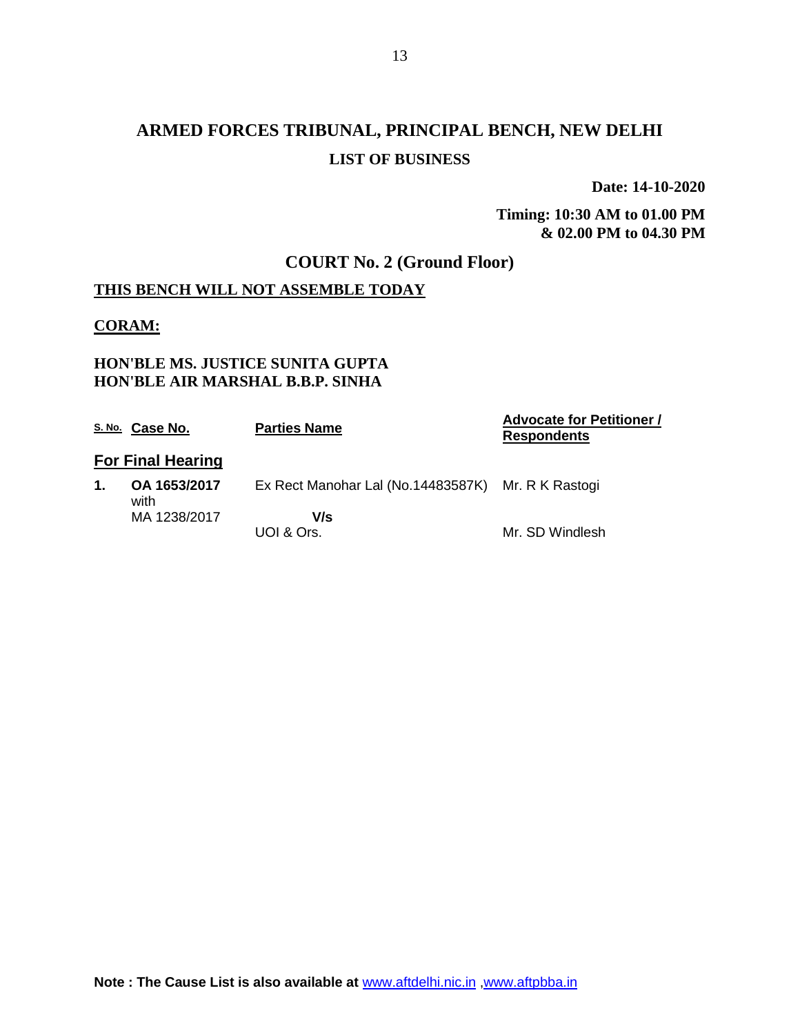# ARMED FORCES TRIBUNAL, PRINCIPAL BENCH, NEW DELHI

## LIST OF BUSINESS

**Date: 14-10-2020**

**Timing: 10:30 AM to 01.00 PM & 02.00 PM to 04.30 PM**

## COURT No. 2 (Ground Floor)

**THIS BENCH WILL NOT ASSEMBLE TODAY**

**CORAM:**

**HON'BLE MS. JUSTICE SUNITA GUPTA**
**HON'BLE AIR MARSHAL B.B.P. SINHA**

| S. No. | Case No. | Parties Name | Advocate for Petitioner / Respondents |
|---|---|---|---|
| **For Final Hearing** | | | |
| **1.** | **OA 1653/2017** with MA 1238/2017 | Ex Rect Manohar Lal (No.14483587K) **V/s** UOI & Ors. | Mr. R K Rastogi<br>Mr. SD Windlesh |

**Note : The Cause List is also available at** www.aftdelhi.nic.in ,www.aftpbba.in